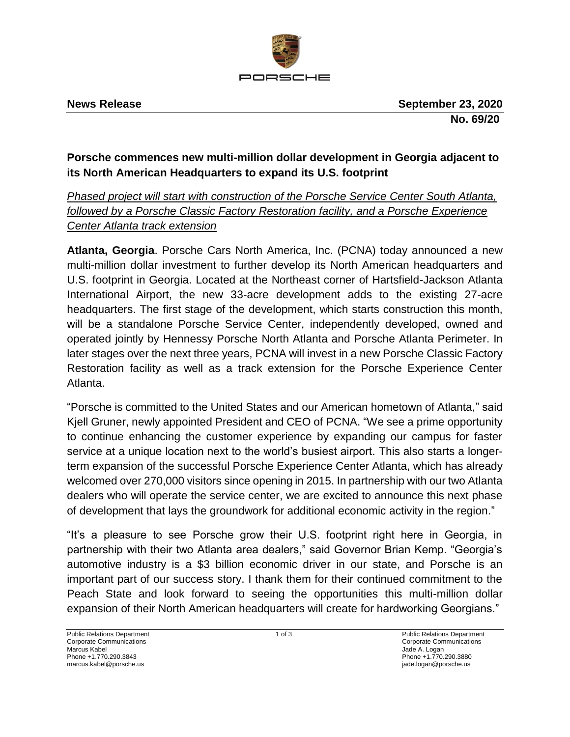**News Release** **September 23, 2020**

**No. 69/20**

## Porsche commences new multi-million dollar development in Georgia adjacent to its North American Headquarters to expand its U.S. footprint

*Phased project will start with construction of the Porsche Service Center South Atlanta, followed by a Porsche Classic Factory Restoration facility, and a Porsche Experience Center Atlanta track extension*

**Atlanta, Georgia**. Porsche Cars North America, Inc. (PCNA) today announced a new multi-million dollar investment to further develop its North American headquarters and U.S. footprint in Georgia. Located at the Northeast corner of Hartsfield-Jackson Atlanta International Airport, the new 33-acre development adds to the existing 27-acre headquarters. The first stage of the development, which starts construction this month, will be a standalone Porsche Service Center, independently developed, owned and operated jointly by Hennessy Porsche North Atlanta and Porsche Atlanta Perimeter. In later stages over the next three years, PCNA will invest in a new Porsche Classic Factory Restoration facility as well as a track extension for the Porsche Experience Center Atlanta.

"Porsche is committed to the United States and our American hometown of Atlanta," said Kjell Gruner, newly appointed President and CEO of PCNA. "We see a prime opportunity to continue enhancing the customer experience by expanding our campus for faster service at a unique location next to the world's busiest airport. This also starts a longer-term expansion of the successful Porsche Experience Center Atlanta, which has already welcomed over 270,000 visitors since opening in 2015. In partnership with our two Atlanta dealers who will operate the service center, we are excited to announce this next phase of development that lays the groundwork for additional economic activity in the region."

"It's a pleasure to see Porsche grow their U.S. footprint right here in Georgia, in partnership with their two Atlanta area dealers," said Governor Brian Kemp. "Georgia's automotive industry is a $3 billion economic driver in our state, and Porsche is an important part of our success story. I thank them for their continued commitment to the Peach State and look forward to seeing the opportunities this multi-million dollar expansion of their North American headquarters will create for hardworking Georgians."

Public Relations Department
Corporate Communications
Marcus Kabel
Phone +1.770.290.3843
marcus.kabel@porsche.us

Public Relations Department
Corporate Communications
Jade A. Logan
Phone +1.770.290.3880
jade.logan@porsche.us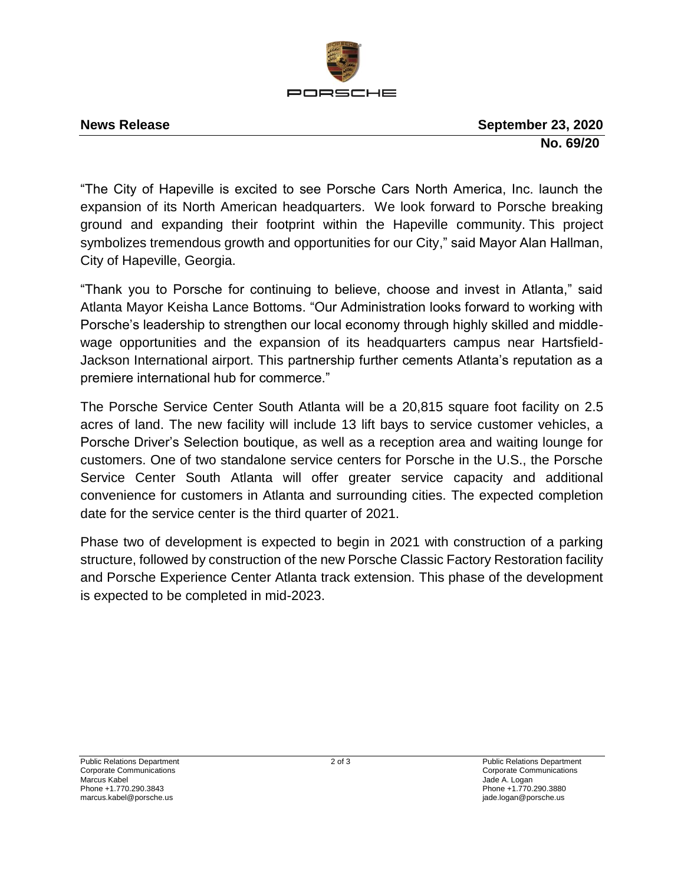**News Release** **September 23, 2020**

**No. 69/20**

"The City of Hapeville is excited to see Porsche Cars North America, Inc. launch the expansion of its North American headquarters. We look forward to Porsche breaking ground and expanding their footprint within the Hapeville community. This project symbolizes tremendous growth and opportunities for our City," said Mayor Alan Hallman, City of Hapeville, Georgia.

"Thank you to Porsche for continuing to believe, choose and invest in Atlanta," said Atlanta Mayor Keisha Lance Bottoms. "Our Administration looks forward to working with Porsche's leadership to strengthen our local economy through highly skilled and middle-wage opportunities and the expansion of its headquarters campus near Hartsfield-Jackson International airport. This partnership further cements Atlanta's reputation as a premiere international hub for commerce."

The Porsche Service Center South Atlanta will be a 20,815 square foot facility on 2.5 acres of land. The new facility will include 13 lift bays to service customer vehicles, a Porsche Driver's Selection boutique, as well as a reception area and waiting lounge for customers. One of two standalone service centers for Porsche in the U.S., the Porsche Service Center South Atlanta will offer greater service capacity and additional convenience for customers in Atlanta and surrounding cities. The expected completion date for the service center is the third quarter of 2021.

Phase two of development is expected to begin in 2021 with construction of a parking structure, followed by construction of the new Porsche Classic Factory Restoration facility and Porsche Experience Center Atlanta track extension. This phase of the development is expected to be completed in mid-2023.

Public Relations Department
Corporate Communications
Marcus Kabel
Phone +1.770.290.3843
marcus.kabel@porsche.us

Public Relations Department
Corporate Communications
Jade A. Logan
Phone +1.770.290.3880
jade.logan@porsche.us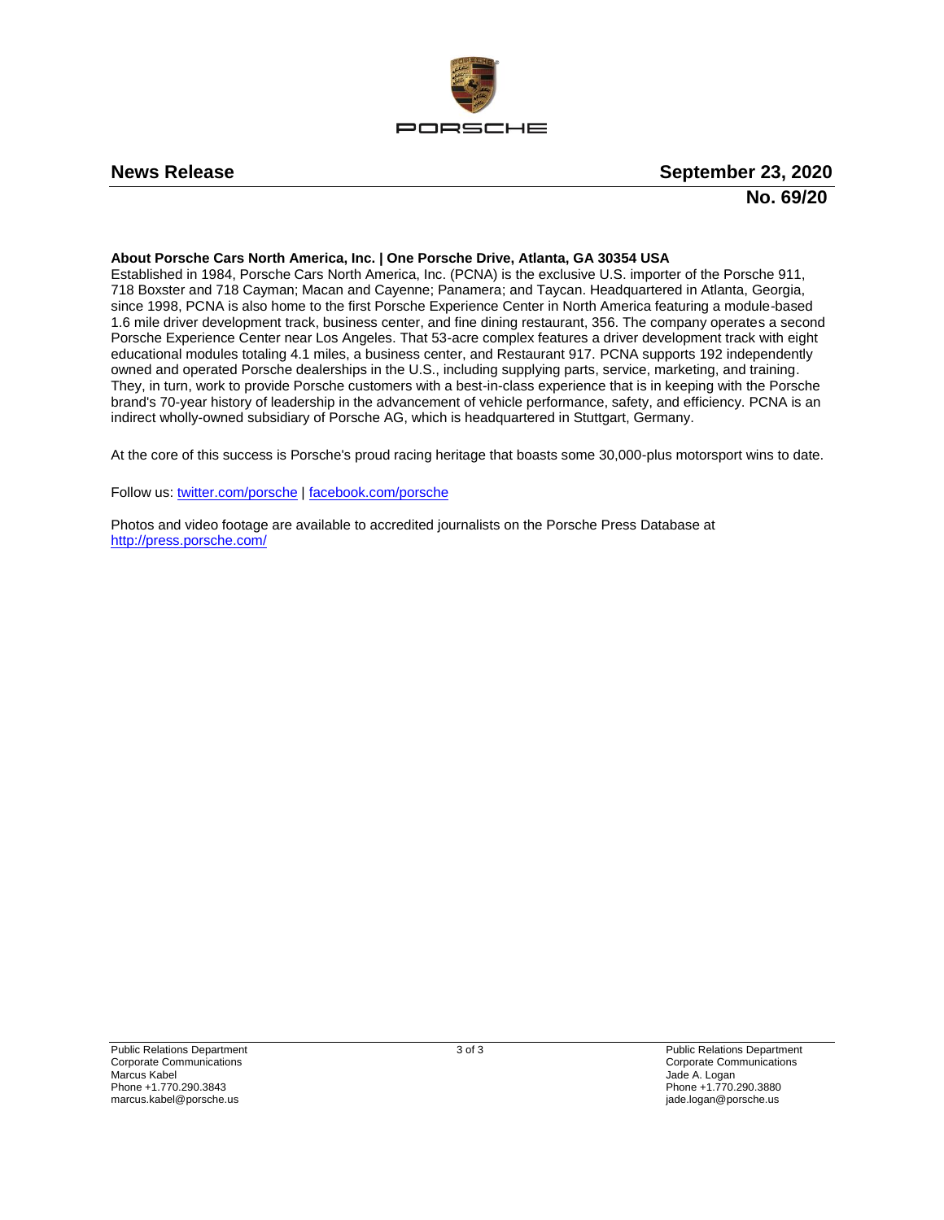**News Release** **September 23, 2020**

**No. 69/20**

**About Porsche Cars North America, Inc. | One Porsche Drive, Atlanta, GA 30354 USA**

Established in 1984, Porsche Cars North America, Inc. (PCNA) is the exclusive U.S. importer of the Porsche 911, 718 Boxster and 718 Cayman; Macan and Cayenne; Panamera; and Taycan. Headquartered in Atlanta, Georgia, since 1998, PCNA is also home to the first Porsche Experience Center in North America featuring a module-based 1.6 mile driver development track, business center, and fine dining restaurant, 356. The company operates a second Porsche Experience Center near Los Angeles. That 53-acre complex features a driver development track with eight educational modules totaling 4.1 miles, a business center, and Restaurant 917. PCNA supports 192 independently owned and operated Porsche dealerships in the U.S., including supplying parts, service, marketing, and training. They, in turn, work to provide Porsche customers with a best-in-class experience that is in keeping with the Porsche brand's 70-year history of leadership in the advancement of vehicle performance, safety, and efficiency. PCNA is an indirect wholly-owned subsidiary of Porsche AG, which is headquartered in Stuttgart, Germany.

At the core of this success is Porsche's proud racing heritage that boasts some 30,000-plus motorsport wins to date.

Follow us: twitter.com/porsche | facebook.com/porsche

Photos and video footage are available to accredited journalists on the Porsche Press Database at http://press.porsche.com/

Public Relations Department
Corporate Communications
Marcus Kabel
Phone +1.770.290.3843
marcus.kabel@porsche.us

Public Relations Department
Corporate Communications
Jade A. Logan
Phone +1.770.290.3880
jade.logan@porsche.us